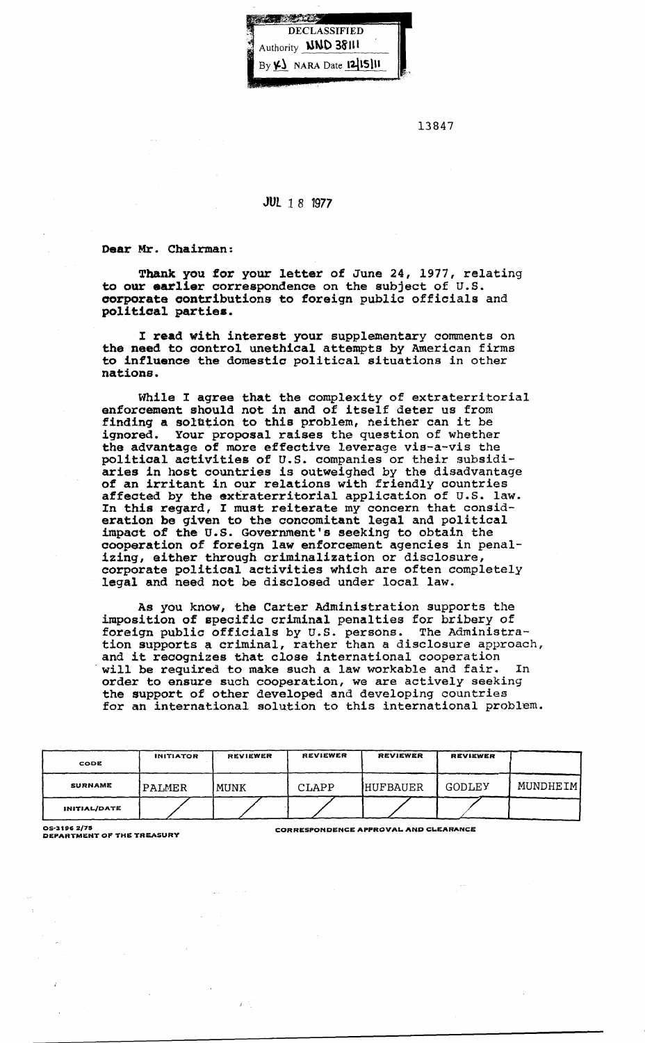DECLASSIFIED
Authority NND 38111
By KJ NARA Date 12/15/11

13847

JUL 18 1977

Dear Mr. Chairman:

Thank you for your letter of June 24, 1977, relating to our earlier correspondence on the subject of U.S. corporate contributions to foreign public officials and political parties.

I read with interest your supplementary comments on the need to control unethical attempts by American firms to influence the domestic political situations in other nations.

While I agree that the complexity of extraterritorial enforcement should not in and of itself deter us from finding a solution to this problem, neither can it be ignored. Your proposal raises the question of whether the advantage of more effective leverage vis-a-vis the political activities of U.S. companies or their subsidiaries in host countries is outweighed by the disadvantage of an irritant in our relations with friendly countries affected by the extraterritorial application of U.S. law. In this regard, I must reiterate my concern that consideration be given to the concomitant legal and political impact of the U.S. Government's seeking to obtain the cooperation of foreign law enforcement agencies in penalizing, either through criminalization or disclosure, corporate political activities which are often completely legal and need not be disclosed under local law.

As you know, the Carter Administration supports the imposition of specific criminal penalties for bribery of foreign public officials by U.S. persons. The Administration supports a criminal, rather than a disclosure approach, and it recognizes that close international cooperation will be required to make such a law workable and fair. In order to ensure such cooperation, we are actively seeking the support of other developed and developing countries for an international solution to this international problem.

| CODE | INITIATOR | REVIEWER | REVIEWER | REVIEWER | REVIEWER | |
|---|---|---|---|---|---|---|
| SURNAME | PALMER | MUNK | CLAPP | HUFBAUER | GODLEY | MUNDHEIM |
| INITIAL/DATE | / | / | / | / | / | |

OS-3196 2/75
DEPARTMENT OF THE TREASURY

CORRESPONDENCE APPROVAL AND CLEARANCE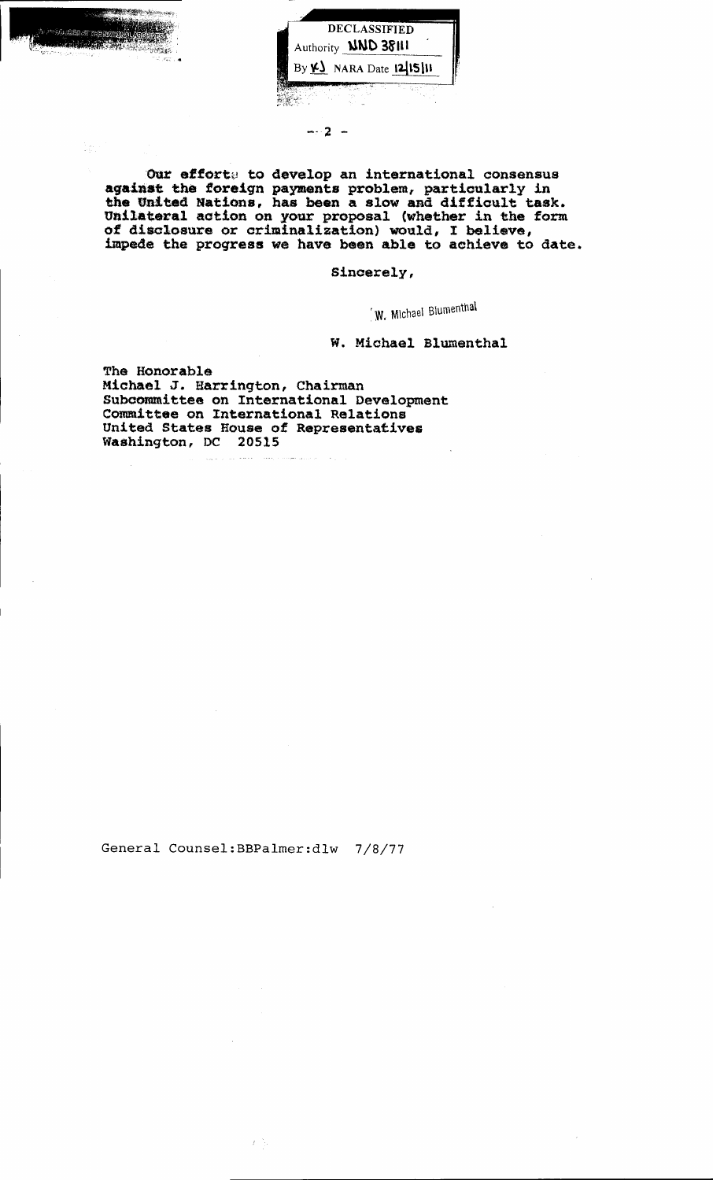DECLASSIFIED
Authority NND 38111
By KJ NARA Date 12/15/11

Our efforts to develop an international consensus against the foreign payments problem, particularly in the United Nations, has been a slow and difficult task. Unilateral action on your proposal (whether in the form of disclosure or criminalization) would, I believe, impede the progress we have been able to achieve to date.

Sincerely,

W. Michael Blumenthal

W. Michael Blumenthal

The Honorable
Michael J. Harrington, Chairman
Subcommittee on International Development
Committee on International Relations
United States House of Representatives
Washington, DC 20515

General Counsel:BBPalmer:dlw 7/8/77